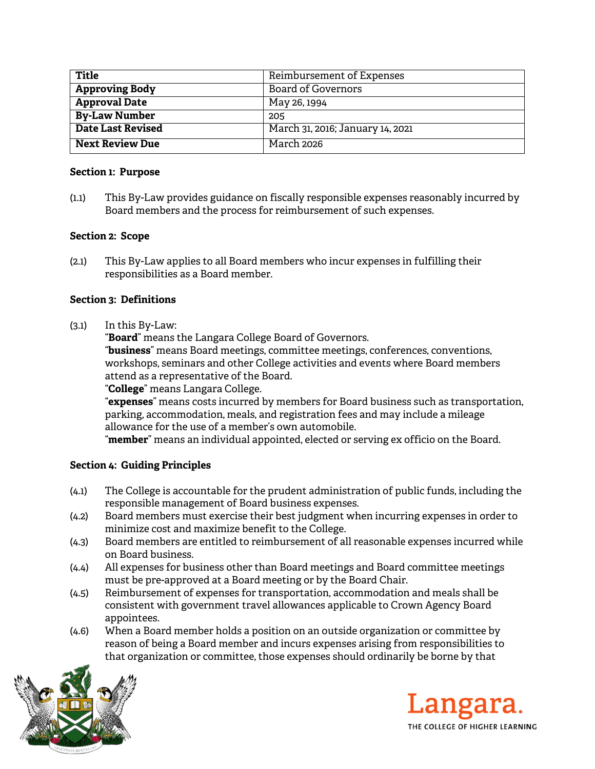| Title | Reimbursement of Expenses |
| --- | --- |
| **Approving Body** | Board of Governors |
| **Approval Date** | May 26, 1994 |
| **By-Law Number** | 205 |
| **Date Last Revised** | March 31, 2016; January 14, 2021 |
| **Next Review Due** | March 2026 |

**Section 1: Purpose**

(1.1) This By-Law provides guidance on fiscally responsible expenses reasonably incurred by Board members and the process for reimbursement of such expenses.

**Section 2: Scope**

(2.1) This By-Law applies to all Board members who incur expenses in fulfilling their responsibilities as a Board member.

**Section 3: Definitions**

(3.1) In this By-Law:
"**Board**" means the Langara College Board of Governors.
"**business**" means Board meetings, committee meetings, conferences, conventions, workshops, seminars and other College activities and events where Board members attend as a representative of the Board.
"**College**" means Langara College.
"**expenses**" means costs incurred by members for Board business such as transportation, parking, accommodation, meals, and registration fees and may include a mileage allowance for the use of a member's own automobile.
"**member**" means an individual appointed, elected or serving ex officio on the Board.

**Section 4: Guiding Principles**

(4.1) The College is accountable for the prudent administration of public funds, including the responsible management of Board business expenses.

(4.2) Board members must exercise their best judgment when incurring expenses in order to minimize cost and maximize benefit to the College.

(4.3) Board members are entitled to reimbursement of all reasonable expenses incurred while on Board business.

(4.4) All expenses for business other than Board meetings and Board committee meetings must be pre-approved at a Board meeting or by the Board Chair.

(4.5) Reimbursement of expenses for transportation, accommodation and meals shall be consistent with government travel allowances applicable to Crown Agency Board appointees.

(4.6) When a Board member holds a position on an outside organization or committee by reason of being a Board member and incurs expenses arising from responsibilities to that organization or committee, those expenses should ordinarily be borne by that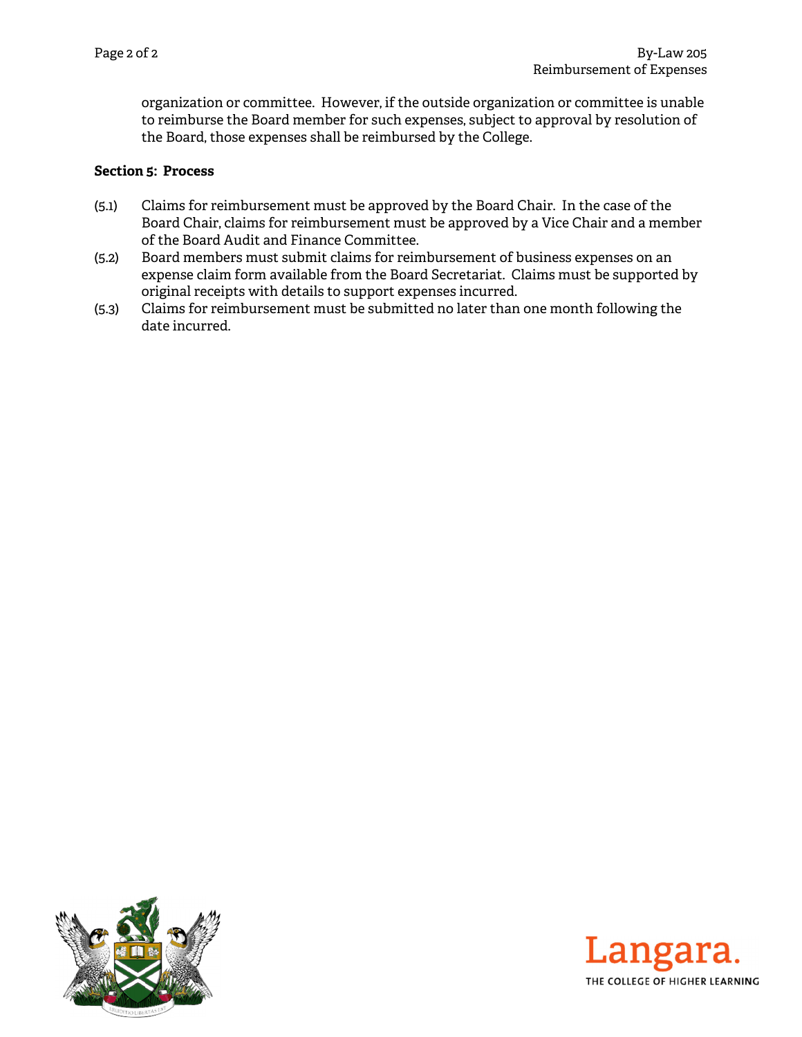organization or committee. However, if the outside organization or committee is unable to reimburse the Board member for such expenses, subject to approval by resolution of the Board, those expenses shall be reimbursed by the College.

**Section 5: Process**

(5.1) Claims for reimbursement must be approved by the Board Chair. In the case of the Board Chair, claims for reimbursement must be approved by a Vice Chair and a member of the Board Audit and Finance Committee.

(5.2) Board members must submit claims for reimbursement of business expenses on an expense claim form available from the Board Secretariat. Claims must be supported by original receipts with details to support expenses incurred.

(5.3) Claims for reimbursement must be submitted no later than one month following the date incurred.